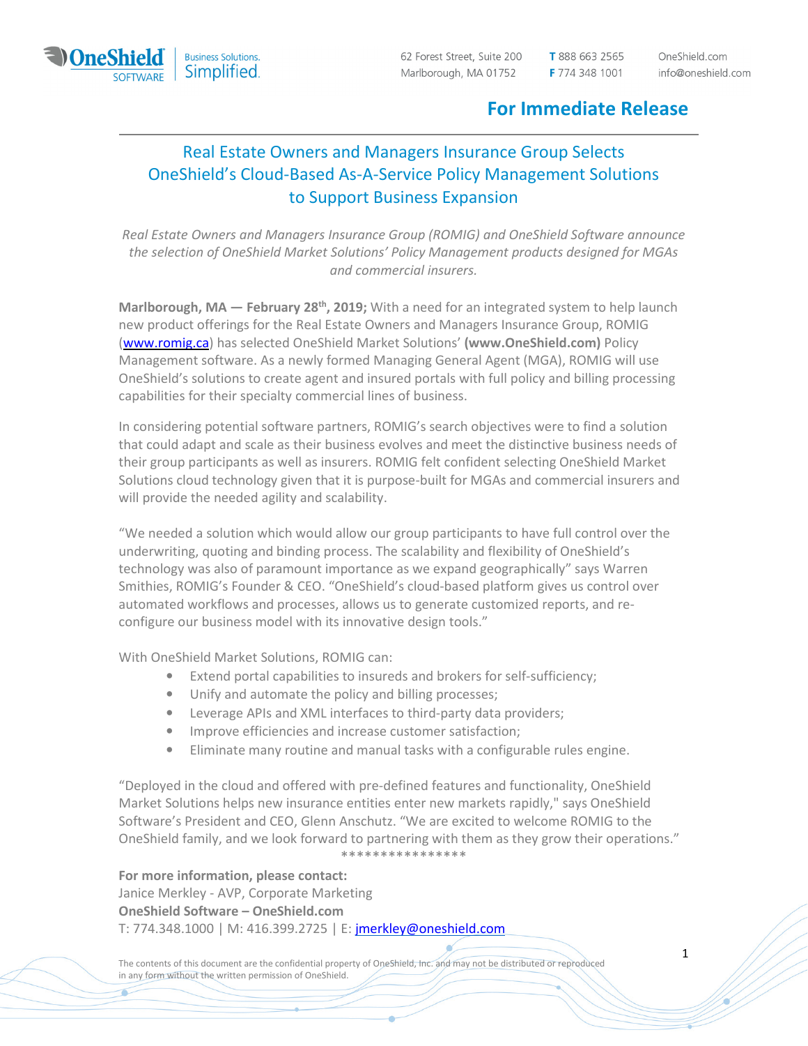OneShield SOFTWARE | Business Solutions. Simplified.

62 Forest Street, Suite 200
Marlborough, MA 01752

T 888 663 2565
F 774 348 1001

OneShield.com
info@oneshield.com

## For Immediate Release

# Real Estate Owners and Managers Insurance Group Selects OneShield's Cloud-Based As-A-Service Policy Management Solutions to Support Business Expansion

*Real Estate Owners and Managers Insurance Group (ROMIG) and OneShield Software announce the selection of OneShield Market Solutions' Policy Management products designed for MGAs and commercial insurers.*

**Marlborough, MA — February 28th, 2019;** With a need for an integrated system to help launch new product offerings for the Real Estate Owners and Managers Insurance Group, ROMIG (www.romig.ca) has selected OneShield Market Solutions' **(www.OneShield.com)** Policy Management software. As a newly formed Managing General Agent (MGA), ROMIG will use OneShield's solutions to create agent and insured portals with full policy and billing processing capabilities for their specialty commercial lines of business.

In considering potential software partners, ROMIG's search objectives were to find a solution that could adapt and scale as their business evolves and meet the distinctive business needs of their group participants as well as insurers. ROMIG felt confident selecting OneShield Market Solutions cloud technology given that it is purpose-built for MGAs and commercial insurers and will provide the needed agility and scalability.

"We needed a solution which would allow our group participants to have full control over the underwriting, quoting and binding process. The scalability and flexibility of OneShield's technology was also of paramount importance as we expand geographically" says Warren Smithies, ROMIG's Founder & CEO. "OneShield's cloud-based platform gives us control over automated workflows and processes, allows us to generate customized reports, and re-configure our business model with its innovative design tools."

With OneShield Market Solutions, ROMIG can:

- Extend portal capabilities to insureds and brokers for self-sufficiency;
- Unify and automate the policy and billing processes;
- Leverage APIs and XML interfaces to third-party data providers;
- Improve efficiencies and increase customer satisfaction;
- Eliminate many routine and manual tasks with a configurable rules engine.

"Deployed in the cloud and offered with pre-defined features and functionality, OneShield Market Solutions helps new insurance entities enter new markets rapidly," says OneShield Software's President and CEO, Glenn Anschutz. "We are excited to welcome ROMIG to the OneShield family, and we look forward to partnering with them as they grow their operations."

****************

**For more information, please contact:**
Janice Merkley - AVP, Corporate Marketing
**OneShield Software – OneShield.com**
T: 774.348.1000 | M: 416.399.2725 | E: jmerkley@oneshield.com

The contents of this document are the confidential property of OneShield, Inc. and may not be distributed or reproduced in any form without the written permission of OneShield.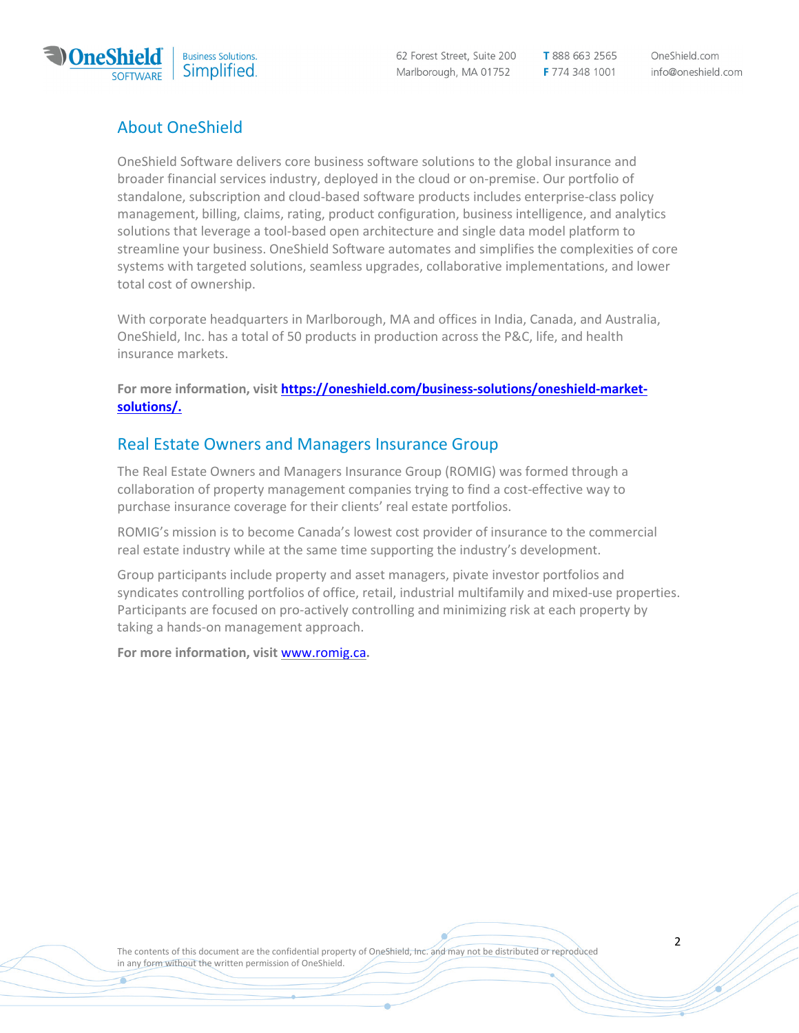## About OneShield

OneShield Software delivers core business software solutions to the global insurance and broader financial services industry, deployed in the cloud or on-premise. Our portfolio of standalone, subscription and cloud-based software products includes enterprise-class policy management, billing, claims, rating, product configuration, business intelligence, and analytics solutions that leverage a tool-based open architecture and single data model platform to streamline your business. OneShield Software automates and simplifies the complexities of core systems with targeted solutions, seamless upgrades, collaborative implementations, and lower total cost of ownership.

With corporate headquarters in Marlborough, MA and offices in India, Canada, and Australia, OneShield, Inc. has a total of 50 products in production across the P&C, life, and health insurance markets.

**For more information, visit [https://oneshield.com/business-solutions/oneshield-market-solutions/.](https://oneshield.com/business-solutions/oneshield-market-solutions/)**

## Real Estate Owners and Managers Insurance Group

The Real Estate Owners and Managers Insurance Group (ROMIG) was formed through a collaboration of property management companies trying to find a cost-effective way to purchase insurance coverage for their clients' real estate portfolios.

ROMIG's mission is to become Canada's lowest cost provider of insurance to the commercial real estate industry while at the same time supporting the industry's development.

Group participants include property and asset managers, pivate investor portfolios and syndicates controlling portfolios of office, retail, industrial multifamily and mixed-use properties. Participants are focused on pro-actively controlling and minimizing risk at each property by taking a hands-on management approach.

**For more information, visit [www.romig.ca](http://www.romig.ca).**

The contents of this document are the confidential property of OneShield, Inc. and may not be distributed or reproduced in any form without the written permission of OneShield.